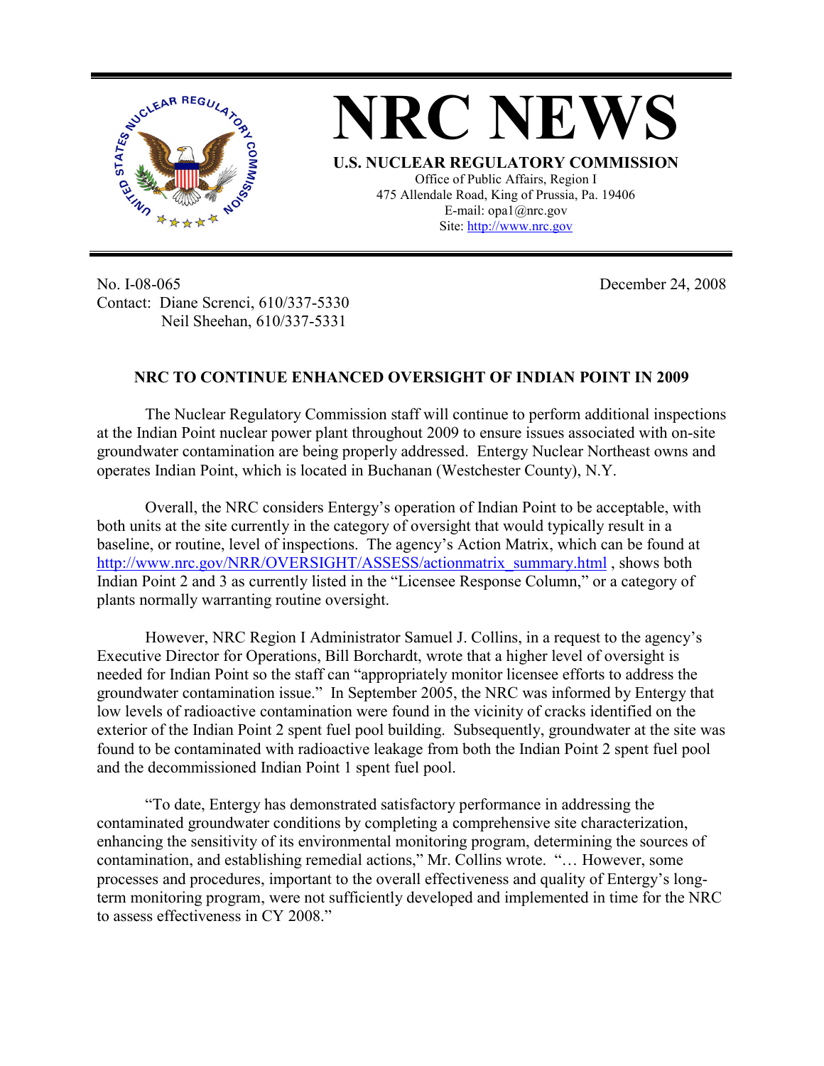# NRC NEWS

**U.S. NUCLEAR REGULATORY COMMISSION**

Office of Public Affairs, Region I
475 Allendale Road, King of Prussia, Pa. 19406
E-mail: opa1@nrc.gov
Site: http://www.nrc.gov

No. I-08-065
Contact: Diane Screnci, 610/337-5330
Neil Sheehan, 610/337-5331

December 24, 2008

## NRC TO CONTINUE ENHANCED OVERSIGHT OF INDIAN POINT IN 2009

The Nuclear Regulatory Commission staff will continue to perform additional inspections at the Indian Point nuclear power plant throughout 2009 to ensure issues associated with on-site groundwater contamination are being properly addressed. Entergy Nuclear Northeast owns and operates Indian Point, which is located in Buchanan (Westchester County), N.Y.

Overall, the NRC considers Entergy's operation of Indian Point to be acceptable, with both units at the site currently in the category of oversight that would typically result in a baseline, or routine, level of inspections. The agency's Action Matrix, which can be found at http://www.nrc.gov/NRR/OVERSIGHT/ASSESS/actionmatrix_summary.html , shows both Indian Point 2 and 3 as currently listed in the "Licensee Response Column," or a category of plants normally warranting routine oversight.

However, NRC Region I Administrator Samuel J. Collins, in a request to the agency's Executive Director for Operations, Bill Borchardt, wrote that a higher level of oversight is needed for Indian Point so the staff can "appropriately monitor licensee efforts to address the groundwater contamination issue." In September 2005, the NRC was informed by Entergy that low levels of radioactive contamination were found in the vicinity of cracks identified on the exterior of the Indian Point 2 spent fuel pool building. Subsequently, groundwater at the site was found to be contaminated with radioactive leakage from both the Indian Point 2 spent fuel pool and the decommissioned Indian Point 1 spent fuel pool.

"To date, Entergy has demonstrated satisfactory performance in addressing the contaminated groundwater conditions by completing a comprehensive site characterization, enhancing the sensitivity of its environmental monitoring program, determining the sources of contamination, and establishing remedial actions," Mr. Collins wrote. "… However, some processes and procedures, important to the overall effectiveness and quality of Entergy's long-term monitoring program, were not sufficiently developed and implemented in time for the NRC to assess effectiveness in CY 2008."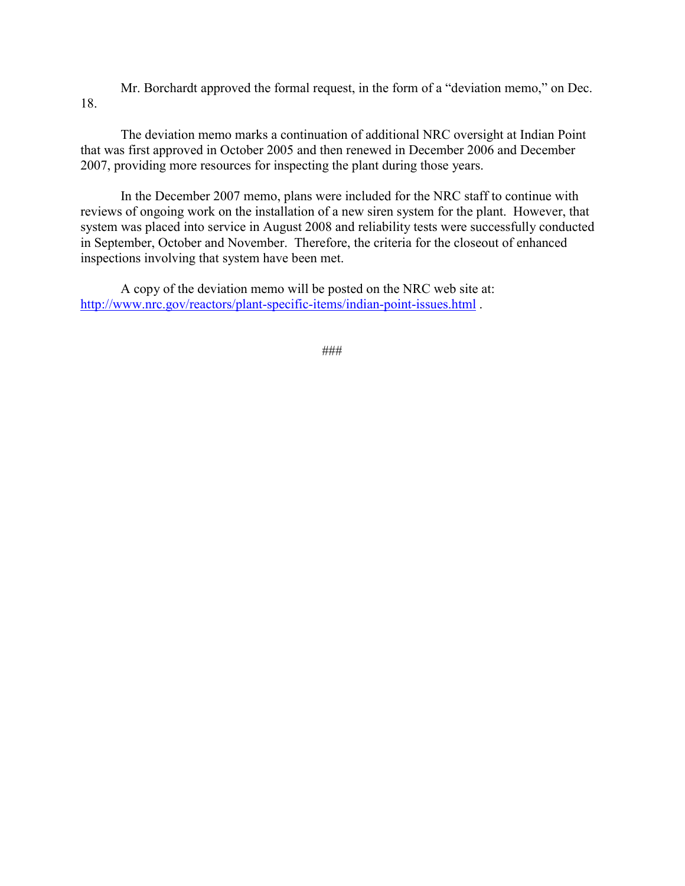Mr. Borchardt approved the formal request, in the form of a "deviation memo," on Dec. 18.

The deviation memo marks a continuation of additional NRC oversight at Indian Point that was first approved in October 2005 and then renewed in December 2006 and December 2007, providing more resources for inspecting the plant during those years.

In the December 2007 memo, plans were included for the NRC staff to continue with reviews of ongoing work on the installation of a new siren system for the plant. However, that system was placed into service in August 2008 and reliability tests were successfully conducted in September, October and November. Therefore, the criteria for the closeout of enhanced inspections involving that system have been met.

A copy of the deviation memo will be posted on the NRC web site at: http://www.nrc.gov/reactors/plant-specific-items/indian-point-issues.html .

###